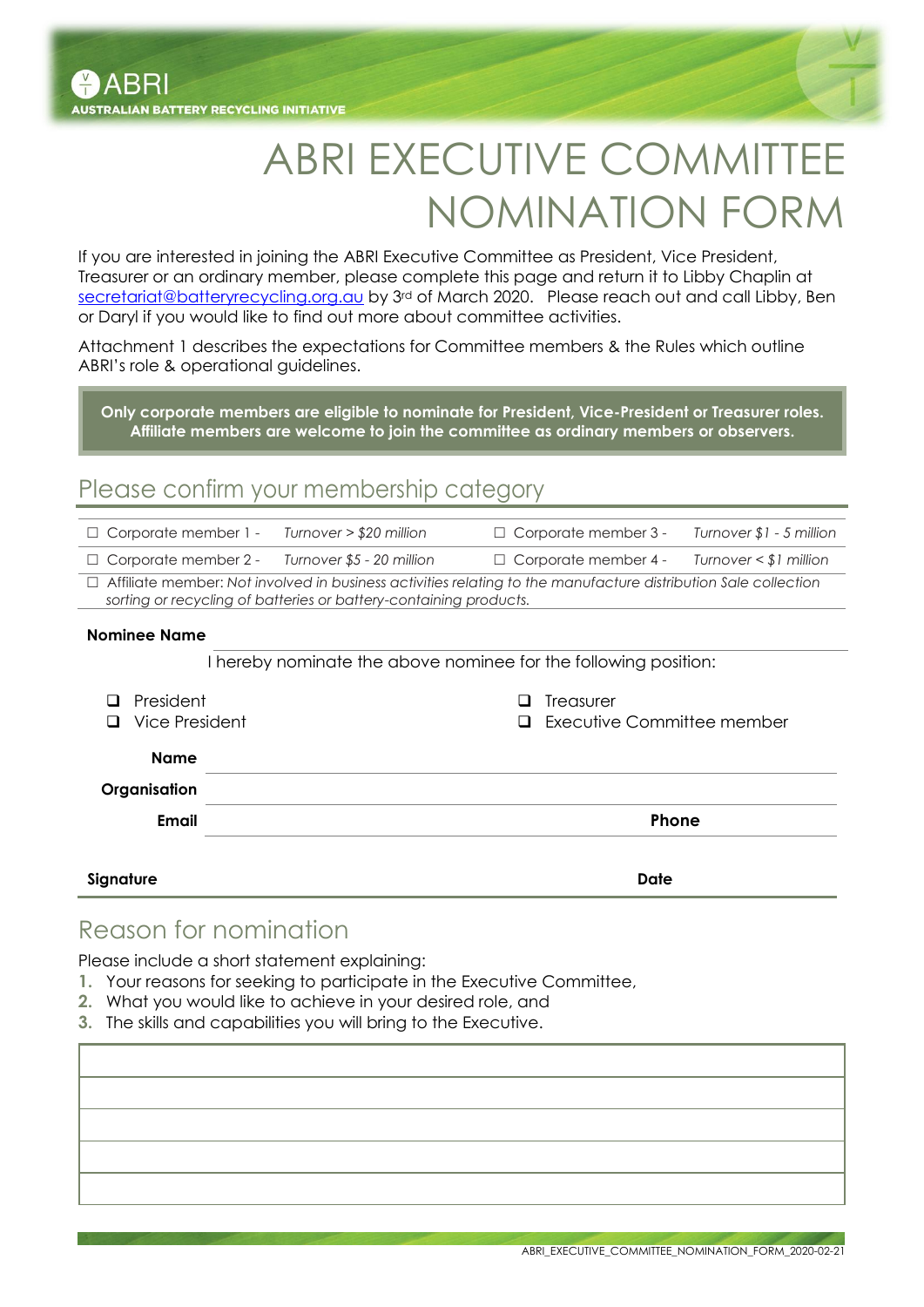ABRI

AUSTRALIAN BATTERY RECYCLING INITIATIVE

# ABRI EXECUTIVE COMMITTEE NOMINATION FORM

If you are interested in joining the ABRI Executive Committee as President, Vice President, Treasurer or an ordinary member, please complete this page and return it to Libby Chaplin at secretariat@batteryrecycling.org.au by 3rd of March 2020. Please reach out and call Libby, Ben or Daryl if you would like to find out more about committee activities.

Attachment 1 describes the expectations for Committee members & the Rules which outline ABRI's role & operational guidelines.

**Only corporate members are eligible to nominate for President, Vice-President or Treasurer roles. Affiliate members are welcome to join the committee as ordinary members or observers.**

## Please confirm your membership category

| | | | |
|---|---|---|---|
| ☐ Corporate member 1 - | *Turnover > $20 million* | ☐ Corporate member 3 - | *Turnover $1 - 5 million* |
| ☐ Corporate member 2 - | *Turnover $5 - 20 million* | ☐ Corporate member 4 - | *Turnover < $1 million* |

☐ Affiliate member: *Not involved in business activities relating to the manufacture distribution Sale collection sorting or recycling of batteries or battery-containing products.*

**Nominee Name** ______________________________

I hereby nominate the above nominee for the following position:

- ❑ President
- ❑ Vice President
- ❑ Treasurer
- ❑ Executive Committee member

**Name** ______________________________

**Organisation** ______________________________

**Email** ______________________________ **Phone** ______________________________

**Signature** ______________________________ **Date** ______________________________

## Reason for nomination

Please include a short statement explaining:

1. Your reasons for seeking to participate in the Executive Committee,
2. What you would like to achieve in your desired role, and
3. The skills and capabilities you will bring to the Executive.

| |
|---|
| |
| |
| |
| |
| |

ABRI_EXECUTIVE_COMMITTEE_NOMINATION_FORM_2020-02-21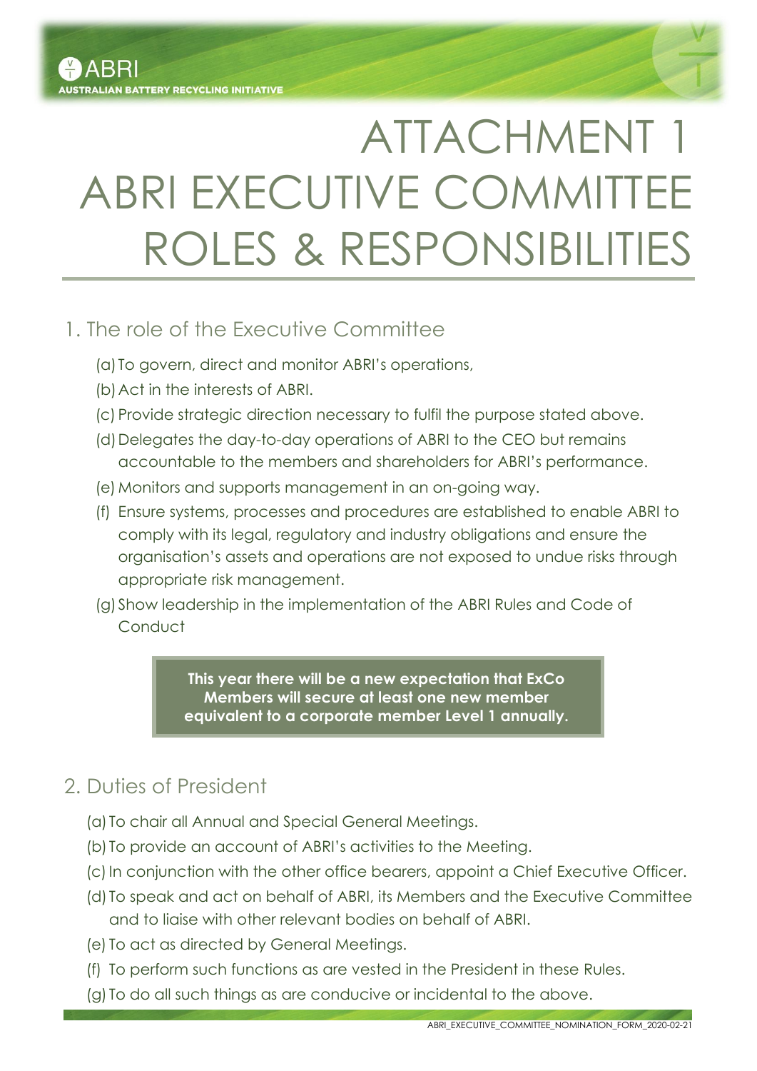# ATTACHMENT 1 ABRI EXECUTIVE COMMITTEE ROLES & RESPONSIBILITIES

## 1. The role of the Executive Committee

(a) To govern, direct and monitor ABRI's operations,

(b) Act in the interests of ABRI.

(c) Provide strategic direction necessary to fulfil the purpose stated above.

(d) Delegates the day-to-day operations of ABRI to the CEO but remains accountable to the members and shareholders for ABRI's performance.

(e) Monitors and supports management in an on-going way.

(f) Ensure systems, processes and procedures are established to enable ABRI to comply with its legal, regulatory and industry obligations and ensure the organisation's assets and operations are not exposed to undue risks through appropriate risk management.

(g) Show leadership in the implementation of the ABRI Rules and Code of Conduct

**This year there will be a new expectation that ExCo Members will secure at least one new member equivalent to a corporate member Level 1 annually.**

## 2. Duties of President

(a) To chair all Annual and Special General Meetings.

(b) To provide an account of ABRI's activities to the Meeting.

(c) In conjunction with the other office bearers, appoint a Chief Executive Officer.

(d) To speak and act on behalf of ABRI, its Members and the Executive Committee and to liaise with other relevant bodies on behalf of ABRI.

(e) To act as directed by General Meetings.

(f) To perform such functions as are vested in the President in these Rules.

(g) To do all such things as are conducive or incidental to the above.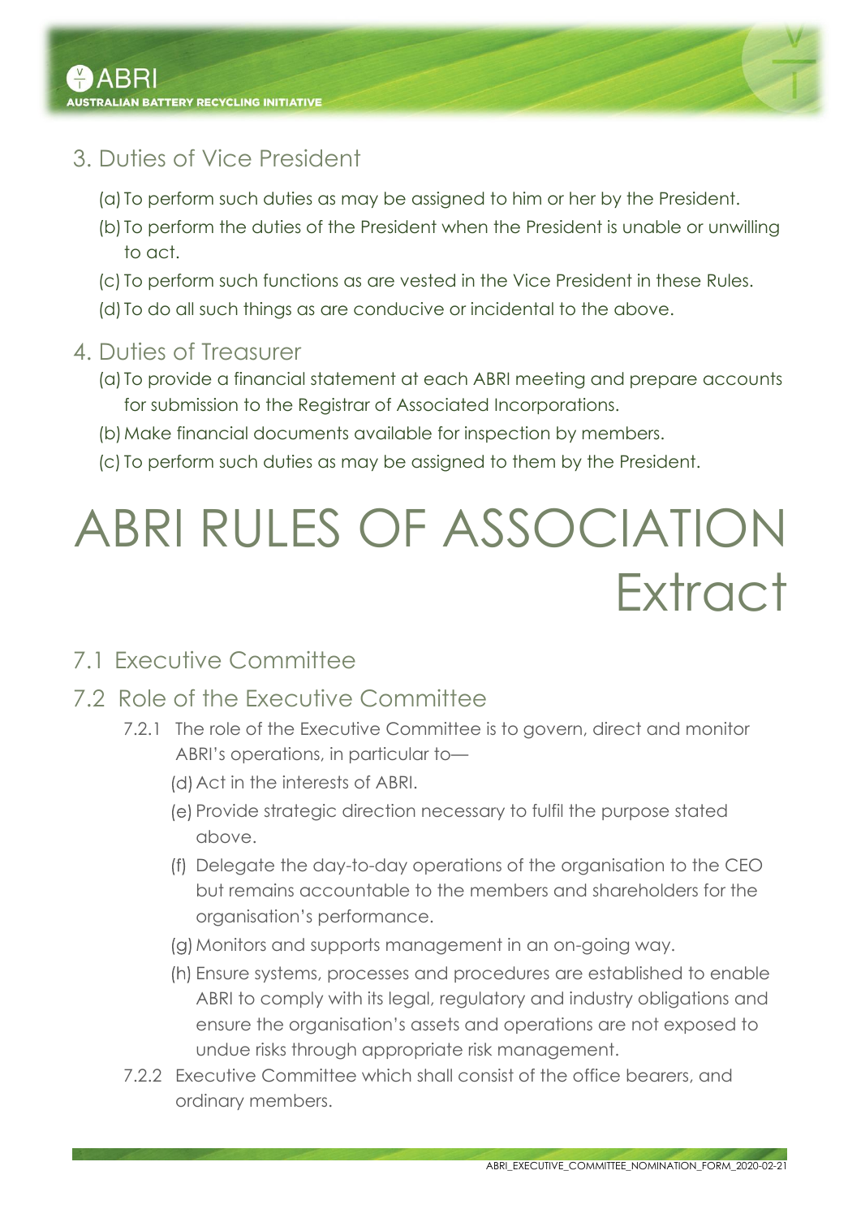## 3. Duties of Vice President

(a) To perform such duties as may be assigned to him or her by the President.

(b) To perform the duties of the President when the President is unable or unwilling to act.

(c) To perform such functions as are vested in the Vice President in these Rules.

(d) To do all such things as are conducive or incidental to the above.

## 4. Duties of Treasurer

(a) To provide a financial statement at each ABRI meeting and prepare accounts for submission to the Registrar of Associated Incorporations.

(b) Make financial documents available for inspection by members.

(c) To perform such duties as may be assigned to them by the President.

# ABRI RULES OF ASSOCIATION Extract

## 7.1 Executive Committee

## 7.2 Role of the Executive Committee

7.2.1 The role of the Executive Committee is to govern, direct and monitor ABRI's operations, in particular to—

(d) Act in the interests of ABRI.

(e) Provide strategic direction necessary to fulfil the purpose stated above.

(f) Delegate the day-to-day operations of the organisation to the CEO but remains accountable to the members and shareholders for the organisation's performance.

(g) Monitors and supports management in an on-going way.

(h) Ensure systems, processes and procedures are established to enable ABRI to comply with its legal, regulatory and industry obligations and ensure the organisation's assets and operations are not exposed to undue risks through appropriate risk management.

7.2.2 Executive Committee which shall consist of the office bearers, and ordinary members.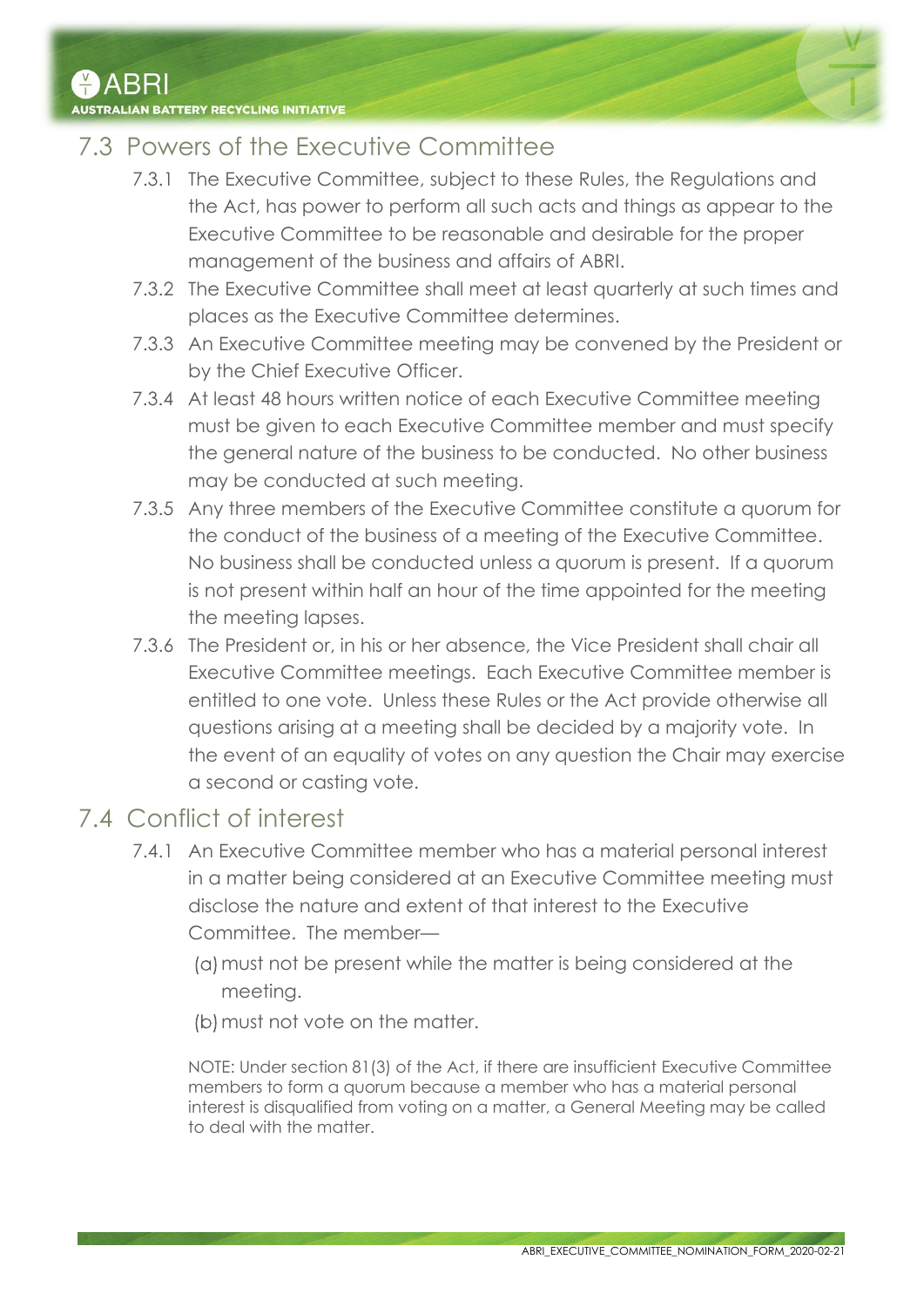## 7.3 Powers of the Executive Committee

7.3.1 The Executive Committee, subject to these Rules, the Regulations and the Act, has power to perform all such acts and things as appear to the Executive Committee to be reasonable and desirable for the proper management of the business and affairs of ABRI.

7.3.2 The Executive Committee shall meet at least quarterly at such times and places as the Executive Committee determines.

7.3.3 An Executive Committee meeting may be convened by the President or by the Chief Executive Officer.

7.3.4 At least 48 hours written notice of each Executive Committee meeting must be given to each Executive Committee member and must specify the general nature of the business to be conducted. No other business may be conducted at such meeting.

7.3.5 Any three members of the Executive Committee constitute a quorum for the conduct of the business of a meeting of the Executive Committee. No business shall be conducted unless a quorum is present. If a quorum is not present within half an hour of the time appointed for the meeting the meeting lapses.

7.3.6 The President or, in his or her absence, the Vice President shall chair all Executive Committee meetings. Each Executive Committee member is entitled to one vote. Unless these Rules or the Act provide otherwise all questions arising at a meeting shall be decided by a majority vote. In the event of an equality of votes on any question the Chair may exercise a second or casting vote.

## 7.4 Conflict of interest

7.4.1 An Executive Committee member who has a material personal interest in a matter being considered at an Executive Committee meeting must disclose the nature and extent of that interest to the Executive Committee. The member—

(a) must not be present while the matter is being considered at the meeting.

(b) must not vote on the matter.

NOTE: Under section 81(3) of the Act, if there are insufficient Executive Committee members to form a quorum because a member who has a material personal interest is disqualified from voting on a matter, a General Meeting may be called to deal with the matter.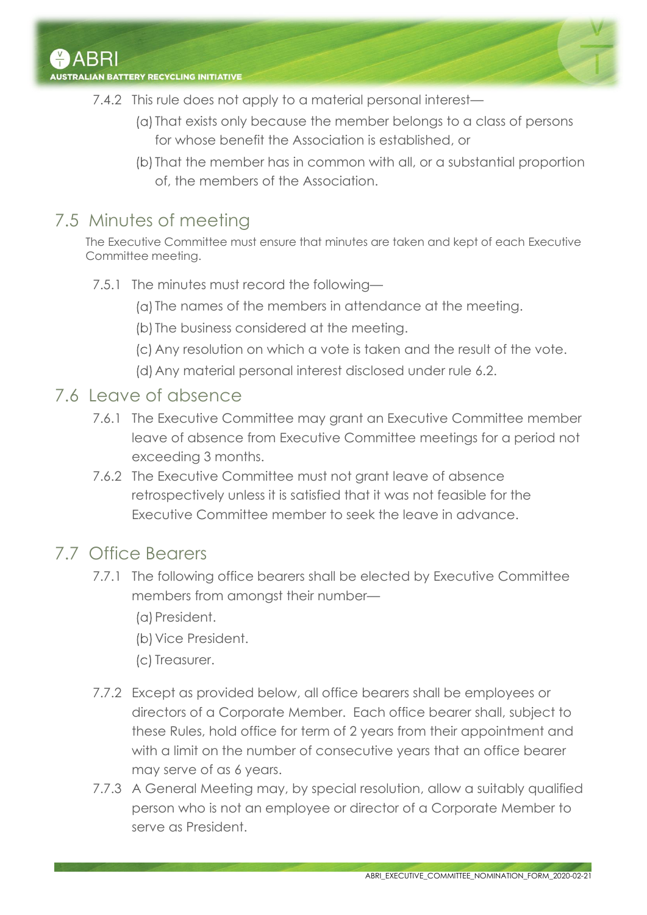7.4.2 This rule does not apply to a material personal interest—

(a) That exists only because the member belongs to a class of persons for whose benefit the Association is established, or

(b) That the member has in common with all, or a substantial proportion of, the members of the Association.

## 7.5 Minutes of meeting

The Executive Committee must ensure that minutes are taken and kept of each Executive Committee meeting.

7.5.1 The minutes must record the following—

(a) The names of the members in attendance at the meeting.

(b) The business considered at the meeting.

(c) Any resolution on which a vote is taken and the result of the vote.

(d) Any material personal interest disclosed under rule 6.2.

## 7.6 Leave of absence

7.6.1 The Executive Committee may grant an Executive Committee member leave of absence from Executive Committee meetings for a period not exceeding 3 months.

7.6.2 The Executive Committee must not grant leave of absence retrospectively unless it is satisfied that it was not feasible for the Executive Committee member to seek the leave in advance.

## 7.7 Office Bearers

7.7.1 The following office bearers shall be elected by Executive Committee members from amongst their number—

(a) President.

(b) Vice President.

(c) Treasurer.

7.7.2 Except as provided below, all office bearers shall be employees or directors of a Corporate Member. Each office bearer shall, subject to these Rules, hold office for term of 2 years from their appointment and with a limit on the number of consecutive years that an office bearer may serve of as 6 years.

7.7.3 A General Meeting may, by special resolution, allow a suitably qualified person who is not an employee or director of a Corporate Member to serve as President.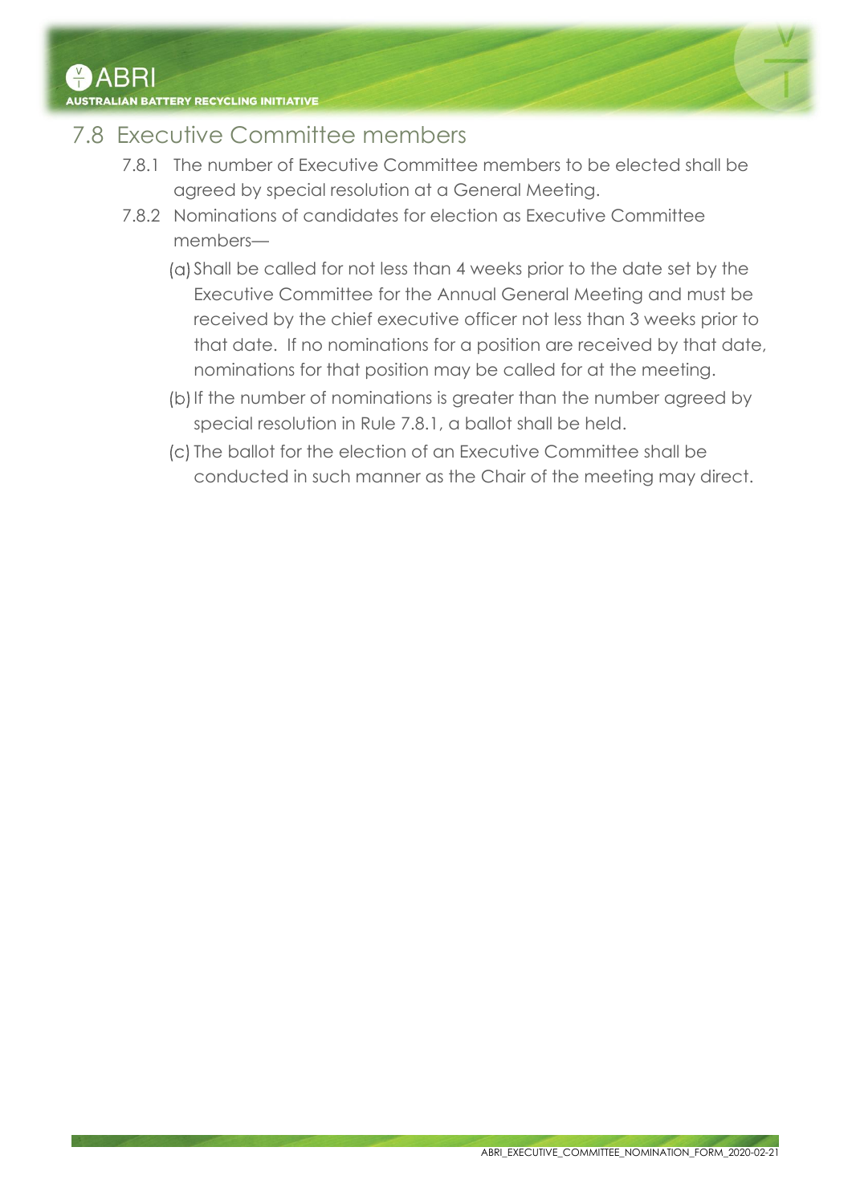## 7.8 Executive Committee members

7.8.1 The number of Executive Committee members to be elected shall be agreed by special resolution at a General Meeting.

7.8.2 Nominations of candidates for election as Executive Committee members—

(a) Shall be called for not less than 4 weeks prior to the date set by the Executive Committee for the Annual General Meeting and must be received by the chief executive officer not less than 3 weeks prior to that date. If no nominations for a position are received by that date, nominations for that position may be called for at the meeting.

(b) If the number of nominations is greater than the number agreed by special resolution in Rule 7.8.1, a ballot shall be held.

(c) The ballot for the election of an Executive Committee shall be conducted in such manner as the Chair of the meeting may direct.